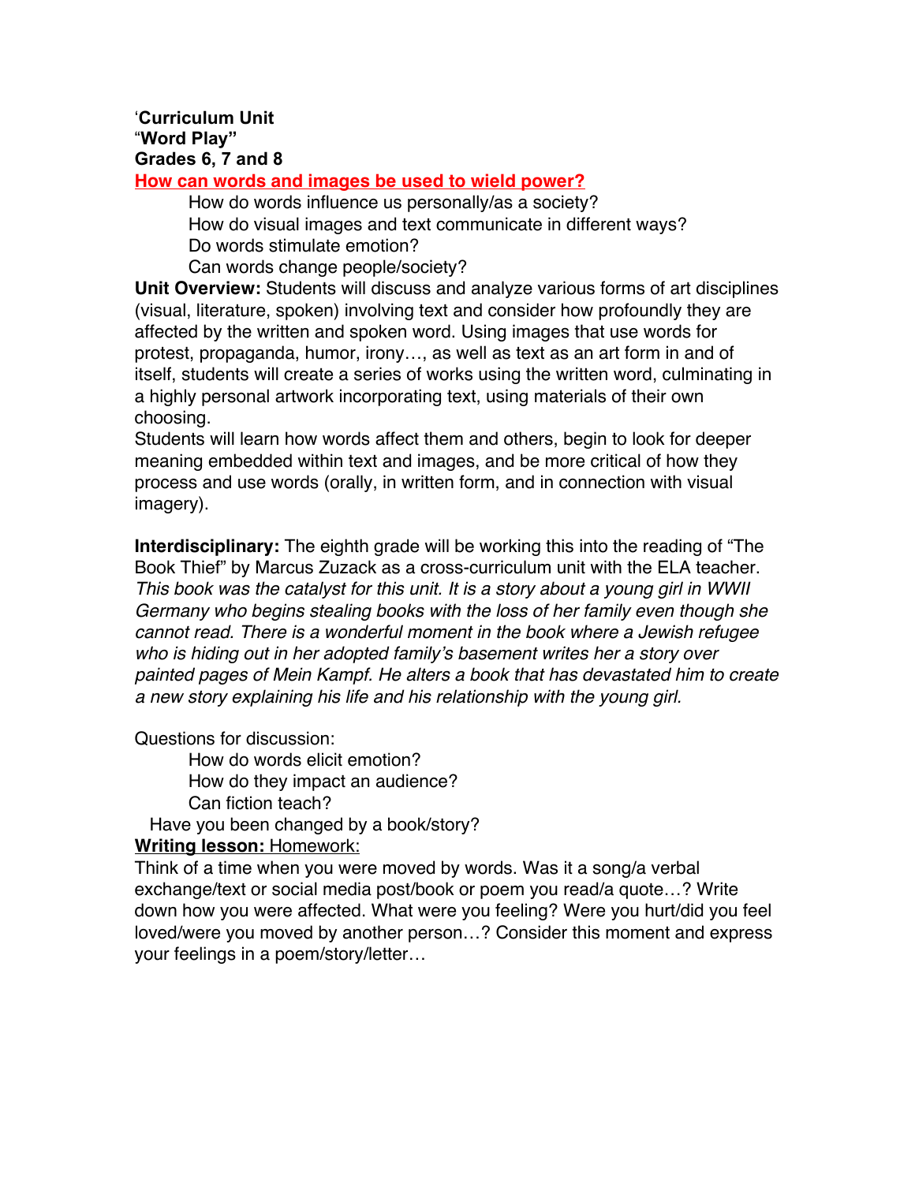'**Curriculum Unit**
"**Word Play"**
**Grades 6, 7 and 8**

**How can words and images be used to wield power?**

How do words influence us personally/as a society?
How do visual images and text communicate in different ways?
Do words stimulate emotion?
Can words change people/society?

**Unit Overview:** Students will discuss and analyze various forms of art disciplines (visual, literature, spoken) involving text and consider how profoundly they are affected by the written and spoken word. Using images that use words for protest, propaganda, humor, irony…, as well as text as an art form in and of itself, students will create a series of works using the written word, culminating in a highly personal artwork incorporating text, using materials of their own choosing.

Students will learn how words affect them and others, begin to look for deeper meaning embedded within text and images, and be more critical of how they process and use words (orally, in written form, and in connection with visual imagery).

**Interdisciplinary:** The eighth grade will be working this into the reading of "The Book Thief" by Marcus Zuzack as a cross-curriculum unit with the ELA teacher. *This book was the catalyst for this unit. It is a story about a young girl in WWII Germany who begins stealing books with the loss of her family even though she cannot read. There is a wonderful moment in the book where a Jewish refugee who is hiding out in her adopted family's basement writes her a story over painted pages of Mein Kampf. He alters a book that has devastated him to create a new story explaining his life and his relationship with the young girl.*

Questions for discussion:

How do words elicit emotion?
How do they impact an audience?
Can fiction teach?
Have you been changed by a book/story?

**Writing lesson:** Homework:

Think of a time when you were moved by words. Was it a song/a verbal exchange/text or social media post/book or poem you read/a quote…? Write down how you were affected. What were you feeling? Were you hurt/did you feel loved/were you moved by another person…? Consider this moment and express your feelings in a poem/story/letter…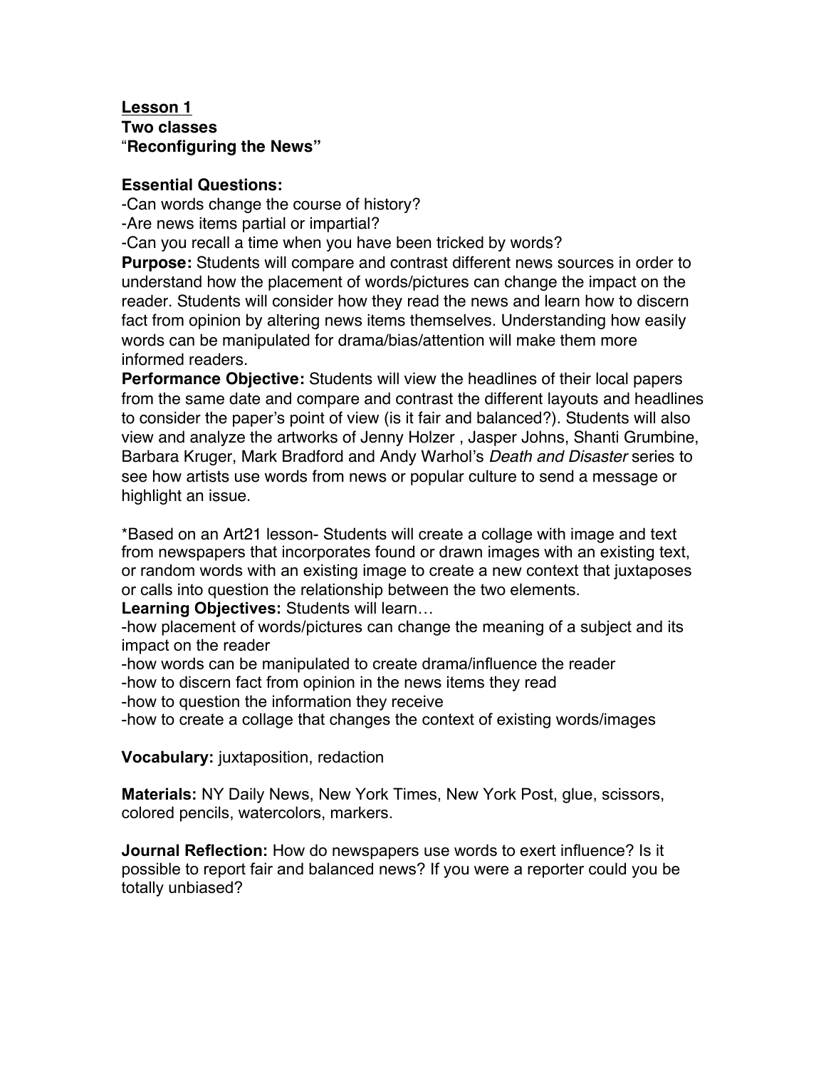**Lesson 1**
**Two classes**
"**Reconfiguring the News"**

**Essential Questions:**
-Can words change the course of history?
-Are news items partial or impartial?
-Can you recall a time when you have been tricked by words?

**Purpose:** Students will compare and contrast different news sources in order to understand how the placement of words/pictures can change the impact on the reader. Students will consider how they read the news and learn how to discern fact from opinion by altering news items themselves. Understanding how easily words can be manipulated for drama/bias/attention will make them more informed readers.

**Performance Objective:** Students will view the headlines of their local papers from the same date and compare and contrast the different layouts and headlines to consider the paper's point of view (is it fair and balanced?). Students will also view and analyze the artworks of Jenny Holzer , Jasper Johns, Shanti Grumbine, Barbara Kruger, Mark Bradford and Andy Warhol's *Death and Disaster* series to see how artists use words from news or popular culture to send a message or highlight an issue.

*Based on an Art21 lesson- Students will create a collage with image and text from newspapers that incorporates found or drawn images with an existing text, or random words with an existing image to create a new context that juxtaposes or calls into question the relationship between the two elements.

**Learning Objectives:** Students will learn…
-how placement of words/pictures can change the meaning of a subject and its impact on the reader
-how words can be manipulated to create drama/influence the reader
-how to discern fact from opinion in the news items they read
-how to question the information they receive
-how to create a collage that changes the context of existing words/images

**Vocabulary:** juxtaposition, redaction

**Materials:** NY Daily News, New York Times, New York Post, glue, scissors, colored pencils, watercolors, markers.

**Journal Reflection:** How do newspapers use words to exert influence? Is it possible to report fair and balanced news? If you were a reporter could you be totally unbiased?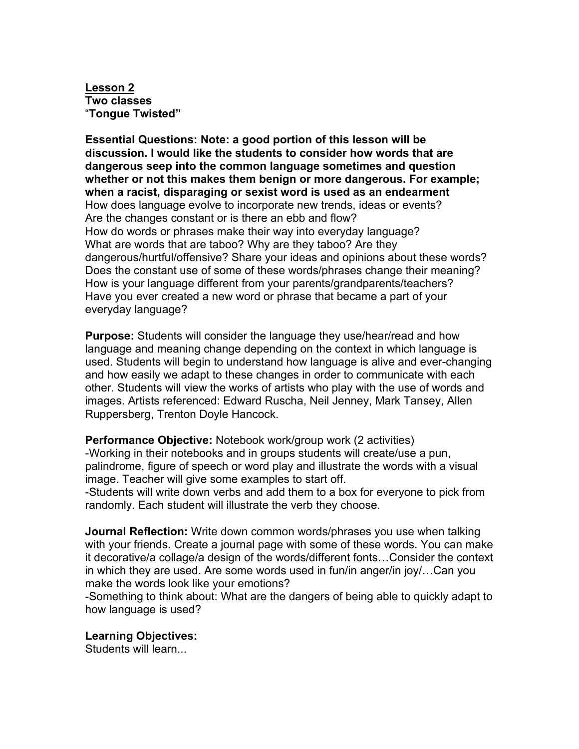**<u>Lesson 2</u>**
**Two classes**
"**Tongue Twisted"**

**Essential Questions: Note: a good portion of this lesson will be discussion. I would like the students to consider how words that are dangerous seep into the common language sometimes and question whether or not this makes them benign or more dangerous. For example; when a racist, disparaging or sexist word is used as an endearment**

How does language evolve to incorporate new trends, ideas or events?
Are the changes constant or is there an ebb and flow?
How do words or phrases make their way into everyday language?
What are words that are taboo? Why are they taboo? Are they dangerous/hurtful/offensive? Share your ideas and opinions about these words?
Does the constant use of some of these words/phrases change their meaning?
How is your language different from your parents/grandparents/teachers?
Have you ever created a new word or phrase that became a part of your everyday language?

**Purpose:** Students will consider the language they use/hear/read and how language and meaning change depending on the context in which language is used. Students will begin to understand how language is alive and ever-changing and how easily we adapt to these changes in order to communicate with each other. Students will view the works of artists who play with the use of words and images. Artists referenced: Edward Ruscha, Neil Jenney, Mark Tansey, Allen Ruppersberg, Trenton Doyle Hancock.

**Performance Objective:** Notebook work/group work (2 activities)
-Working in their notebooks and in groups students will create/use a pun, palindrome, figure of speech or word play and illustrate the words with a visual image. Teacher will give some examples to start off.
-Students will write down verbs and add them to a box for everyone to pick from randomly. Each student will illustrate the verb they choose.

**Journal Reflection:** Write down common words/phrases you use when talking with your friends. Create a journal page with some of these words. You can make it decorative/a collage/a design of the words/different fonts…Consider the context in which they are used. Are some words used in fun/in anger/in joy/…Can you make the words look like your emotions?
-Something to think about: What are the dangers of being able to quickly adapt to how language is used?

**Learning Objectives:**
Students will learn...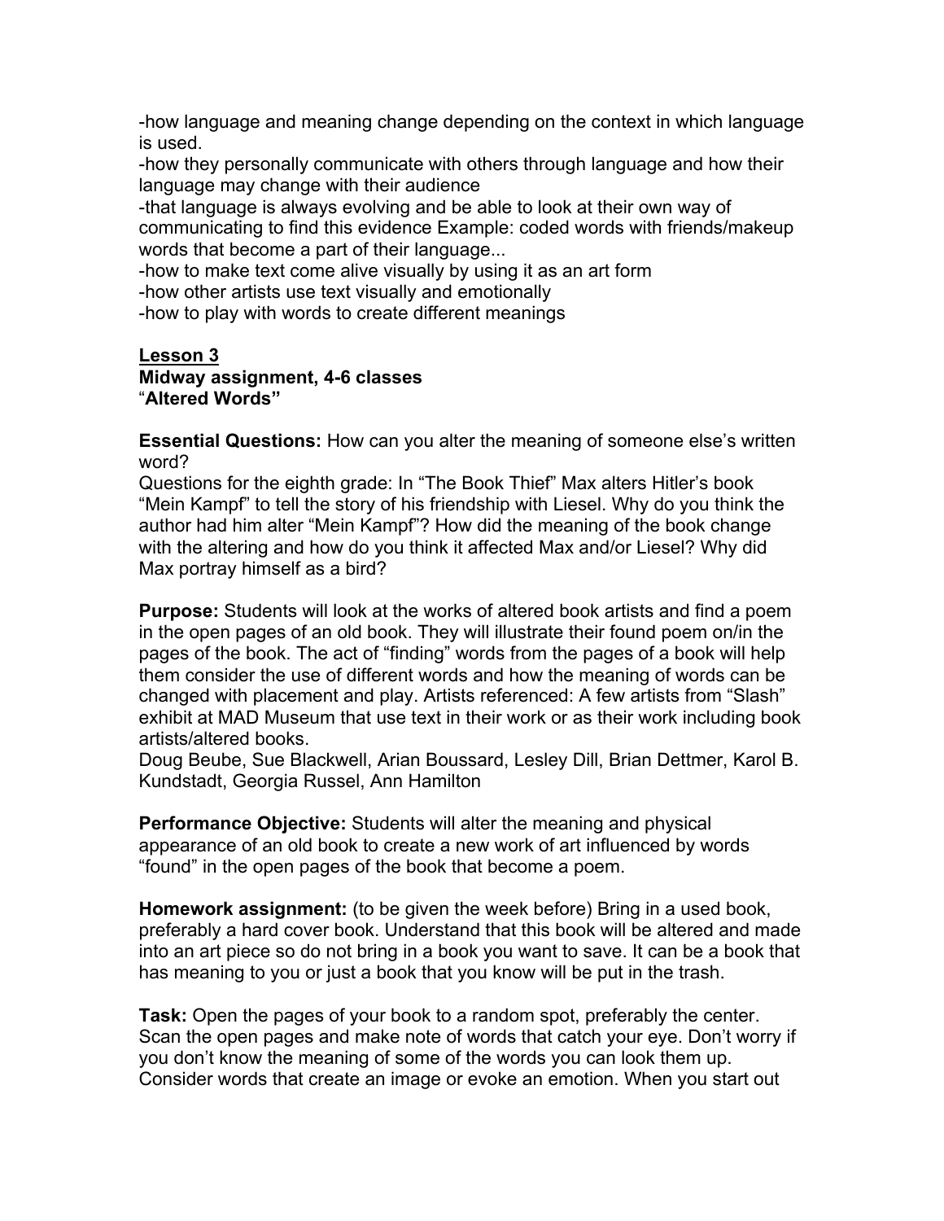-how language and meaning change depending on the context in which language is used.
-how they personally communicate with others through language and how their language may change with their audience
-that language is always evolving and be able to look at their own way of communicating to find this evidence Example: coded words with friends/makeup words that become a part of their language...
-how to make text come alive visually by using it as an art form
-how other artists use text visually and emotionally
-how to play with words to create different meanings

**<u>Lesson 3</u>**
**Midway assignment, 4-6 classes**
"**Altered Words"**

**Essential Questions:** How can you alter the meaning of someone else's written word?
Questions for the eighth grade: In "The Book Thief" Max alters Hitler's book "Mein Kampf" to tell the story of his friendship with Liesel. Why do you think the author had him alter "Mein Kampf"? How did the meaning of the book change with the altering and how do you think it affected Max and/or Liesel? Why did Max portray himself as a bird?

**Purpose:** Students will look at the works of altered book artists and find a poem in the open pages of an old book. They will illustrate their found poem on/in the pages of the book. The act of "finding" words from the pages of a book will help them consider the use of different words and how the meaning of words can be changed with placement and play. Artists referenced: A few artists from "Slash" exhibit at MAD Museum that use text in their work or as their work including book artists/altered books.
Doug Beube, Sue Blackwell, Arian Boussard, Lesley Dill, Brian Dettmer, Karol B. Kundstadt, Georgia Russel, Ann Hamilton

**Performance Objective:** Students will alter the meaning and physical appearance of an old book to create a new work of art influenced by words "found" in the open pages of the book that become a poem.

**Homework assignment:** (to be given the week before) Bring in a used book, preferably a hard cover book. Understand that this book will be altered and made into an art piece so do not bring in a book you want to save. It can be a book that has meaning to you or just a book that you know will be put in the trash.

**Task:** Open the pages of your book to a random spot, preferably the center. Scan the open pages and make note of words that catch your eye. Don't worry if you don't know the meaning of some of the words you can look them up. Consider words that create an image or evoke an emotion. When you start out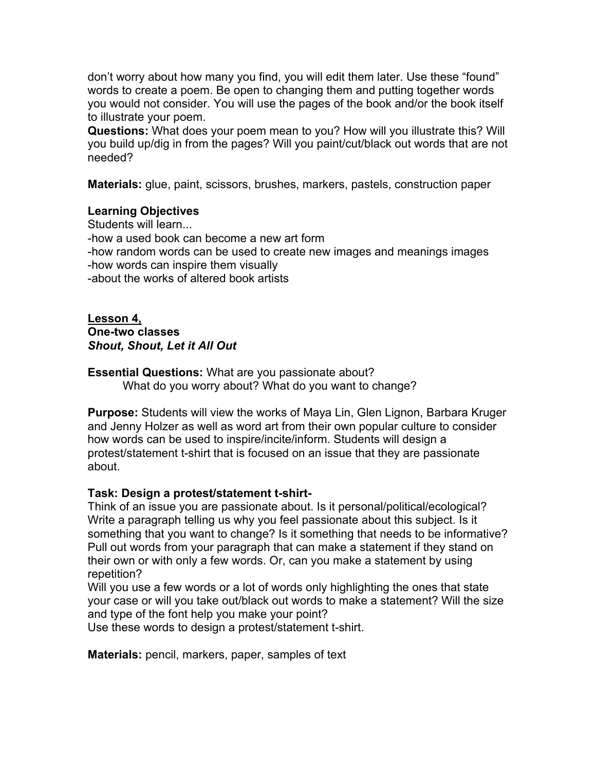don't worry about how many you find, you will edit them later. Use these "found" words to create a poem. Be open to changing them and putting together words you would not consider. You will use the pages of the book and/or the book itself to illustrate your poem.

**Questions:** What does your poem mean to you? How will you illustrate this? Will you build up/dig in from the pages? Will you paint/cut/black out words that are not needed?

**Materials:** glue, paint, scissors, brushes, markers, pastels, construction paper

**Learning Objectives**

Students will learn...

-how a used book can become a new art form

-how random words can be used to create new images and meanings images

-how words can inspire them visually

-about the works of altered book artists

**<u>Lesson 4,</u>**

**One-two classes**

***Shout, Shout, Let it All Out***

**Essential Questions:** What are you passionate about?

What do you worry about? What do you want to change?

**Purpose:** Students will view the works of Maya Lin, Glen Lignon, Barbara Kruger and Jenny Holzer as well as word art from their own popular culture to consider how words can be used to inspire/incite/inform. Students will design a protest/statement t-shirt that is focused on an issue that they are passionate about.

**Task: Design a protest/statement t-shirt-**

Think of an issue you are passionate about. Is it personal/political/ecological? Write a paragraph telling us why you feel passionate about this subject. Is it something that you want to change? Is it something that needs to be informative? Pull out words from your paragraph that can make a statement if they stand on their own or with only a few words. Or, can you make a statement by using repetition?

Will you use a few words or a lot of words only highlighting the ones that state your case or will you take out/black out words to make a statement? Will the size and type of the font help you make your point?

Use these words to design a protest/statement t-shirt.

**Materials:** pencil, markers, paper, samples of text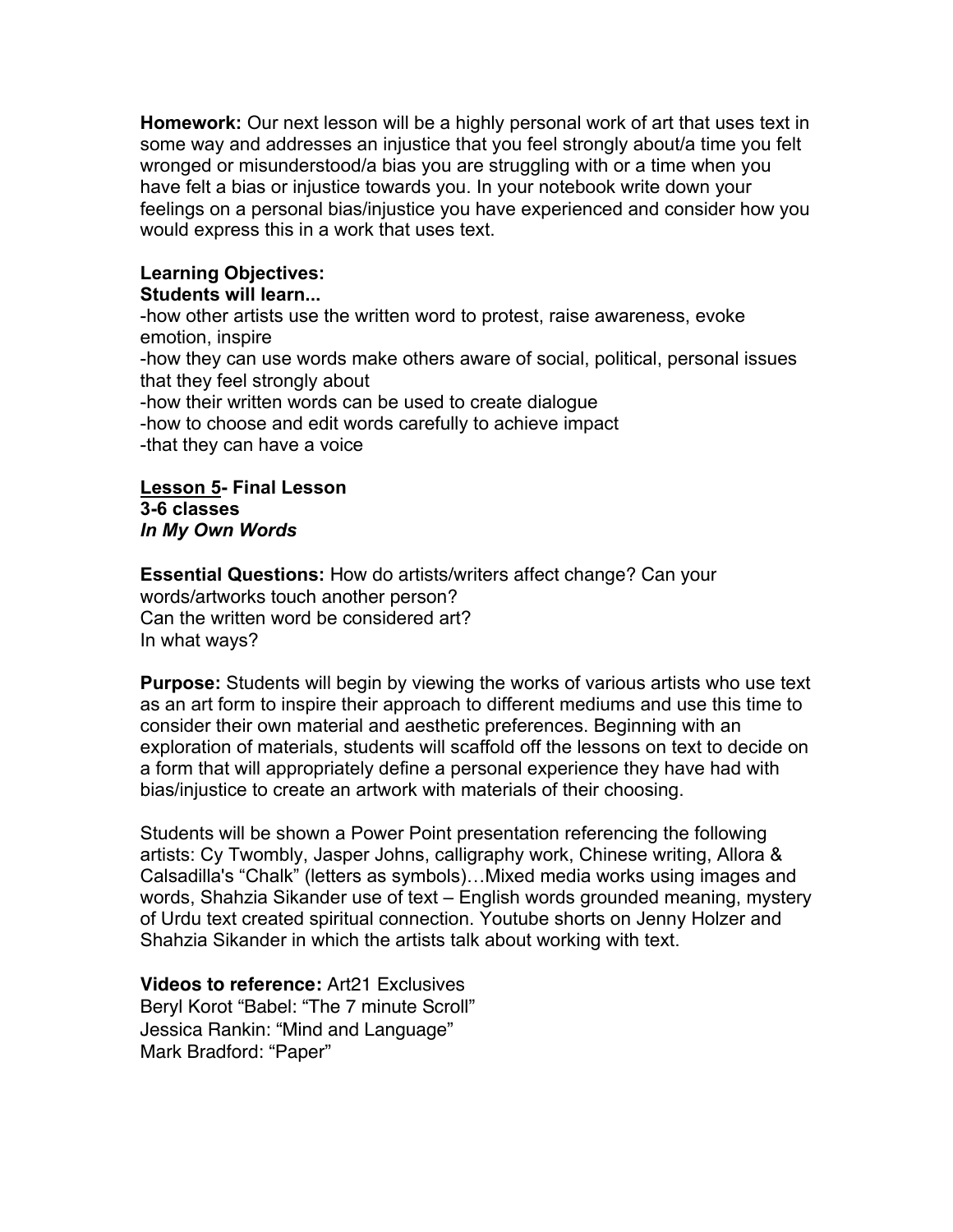**Homework:** Our next lesson will be a highly personal work of art that uses text in some way and addresses an injustice that you feel strongly about/a time you felt wronged or misunderstood/a bias you are struggling with or a time when you have felt a bias or injustice towards you. In your notebook write down your feelings on a personal bias/injustice you have experienced and consider how you would express this in a work that uses text.

**Learning Objectives:**
**Students will learn...**
-how other artists use the written word to protest, raise awareness, evoke emotion, inspire
-how they can use words make others aware of social, political, personal issues that they feel strongly about
-how their written words can be used to create dialogue
-how to choose and edit words carefully to achieve impact
-that they can have a voice

**<u>Lesson 5</u>- Final Lesson**
**3-6 classes**
***In My Own Words***

**Essential Questions:** How do artists/writers affect change? Can your words/artworks touch another person?
Can the written word be considered art?
In what ways?

**Purpose:** Students will begin by viewing the works of various artists who use text as an art form to inspire their approach to different mediums and use this time to consider their own material and aesthetic preferences. Beginning with an exploration of materials, students will scaffold off the lessons on text to decide on a form that will appropriately define a personal experience they have had with bias/injustice to create an artwork with materials of their choosing.

Students will be shown a Power Point presentation referencing the following artists: Cy Twombly, Jasper Johns, calligraphy work, Chinese writing, Allora & Calsadilla's "Chalk" (letters as symbols)…Mixed media works using images and words, Shahzia Sikander use of text – English words grounded meaning, mystery of Urdu text created spiritual connection. Youtube shorts on Jenny Holzer and Shahzia Sikander in which the artists talk about working with text.

**Videos to reference:** Art21 Exclusives
Beryl Korot "Babel: "The 7 minute Scroll"
Jessica Rankin: "Mind and Language"
Mark Bradford: "Paper"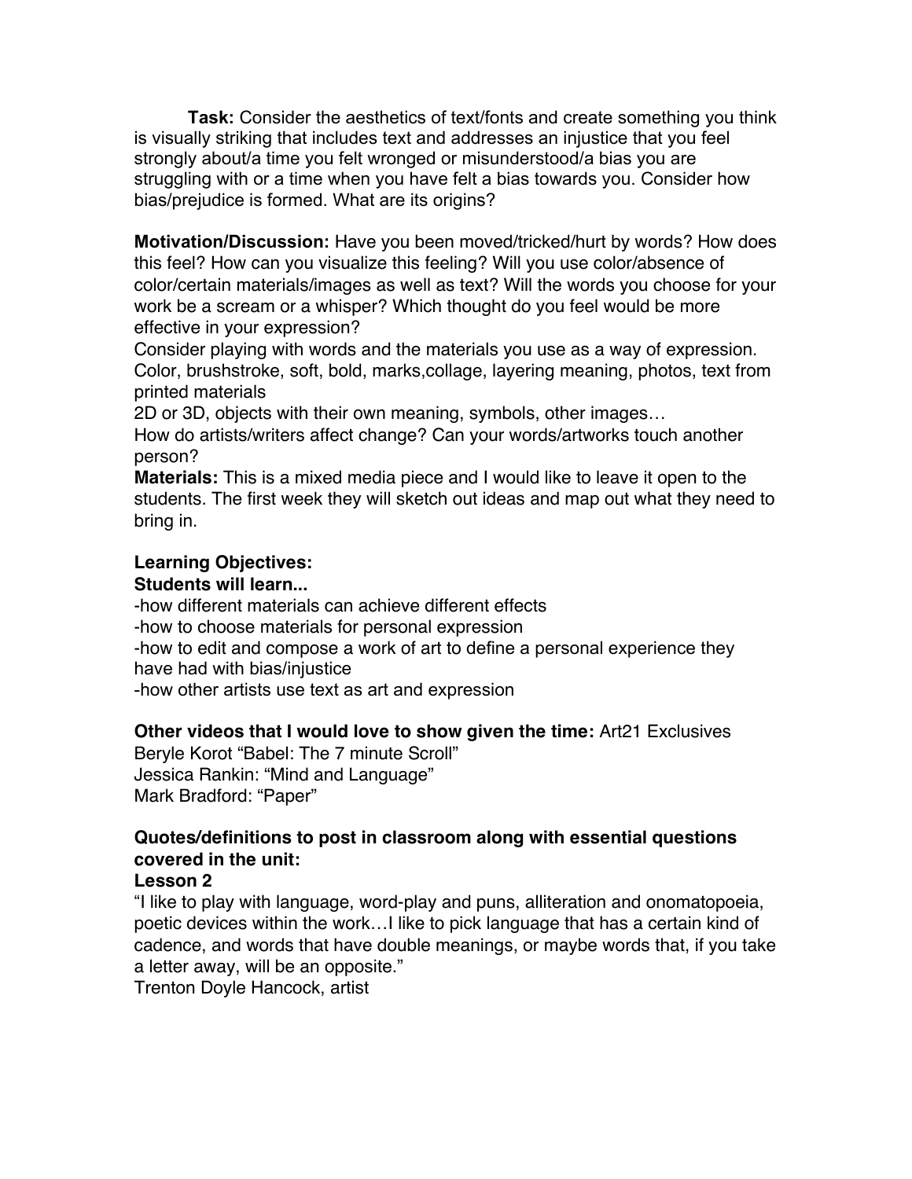**Task:** Consider the aesthetics of text/fonts and create something you think is visually striking that includes text and addresses an injustice that you feel strongly about/a time you felt wronged or misunderstood/a bias you are struggling with or a time when you have felt a bias towards you. Consider how bias/prejudice is formed. What are its origins?

**Motivation/Discussion:** Have you been moved/tricked/hurt by words? How does this feel? How can you visualize this feeling? Will you use color/absence of color/certain materials/images as well as text? Will the words you choose for your work be a scream or a whisper? Which thought do you feel would be more effective in your expression?
Consider playing with words and the materials you use as a way of expression. Color, brushstroke, soft, bold, marks,collage, layering meaning, photos, text from printed materials
2D or 3D, objects with their own meaning, symbols, other images…
How do artists/writers affect change? Can your words/artworks touch another person?
**Materials:** This is a mixed media piece and I would like to leave it open to the students. The first week they will sketch out ideas and map out what they need to bring in.

**Learning Objectives:**
**Students will learn...**
-how different materials can achieve different effects
-how to choose materials for personal expression
-how to edit and compose a work of art to define a personal experience they have had with bias/injustice
-how other artists use text as art and expression

**Other videos that I would love to show given the time:** Art21 Exclusives
Beryle Korot "Babel: The 7 minute Scroll"
Jessica Rankin: "Mind and Language"
Mark Bradford: "Paper"

**Quotes/definitions to post in classroom along with essential questions covered in the unit:**
**Lesson 2**
"I like to play with language, word-play and puns, alliteration and onomatopoeia, poetic devices within the work…I like to pick language that has a certain kind of cadence, and words that have double meanings, or maybe words that, if you take a letter away, will be an opposite."
Trenton Doyle Hancock, artist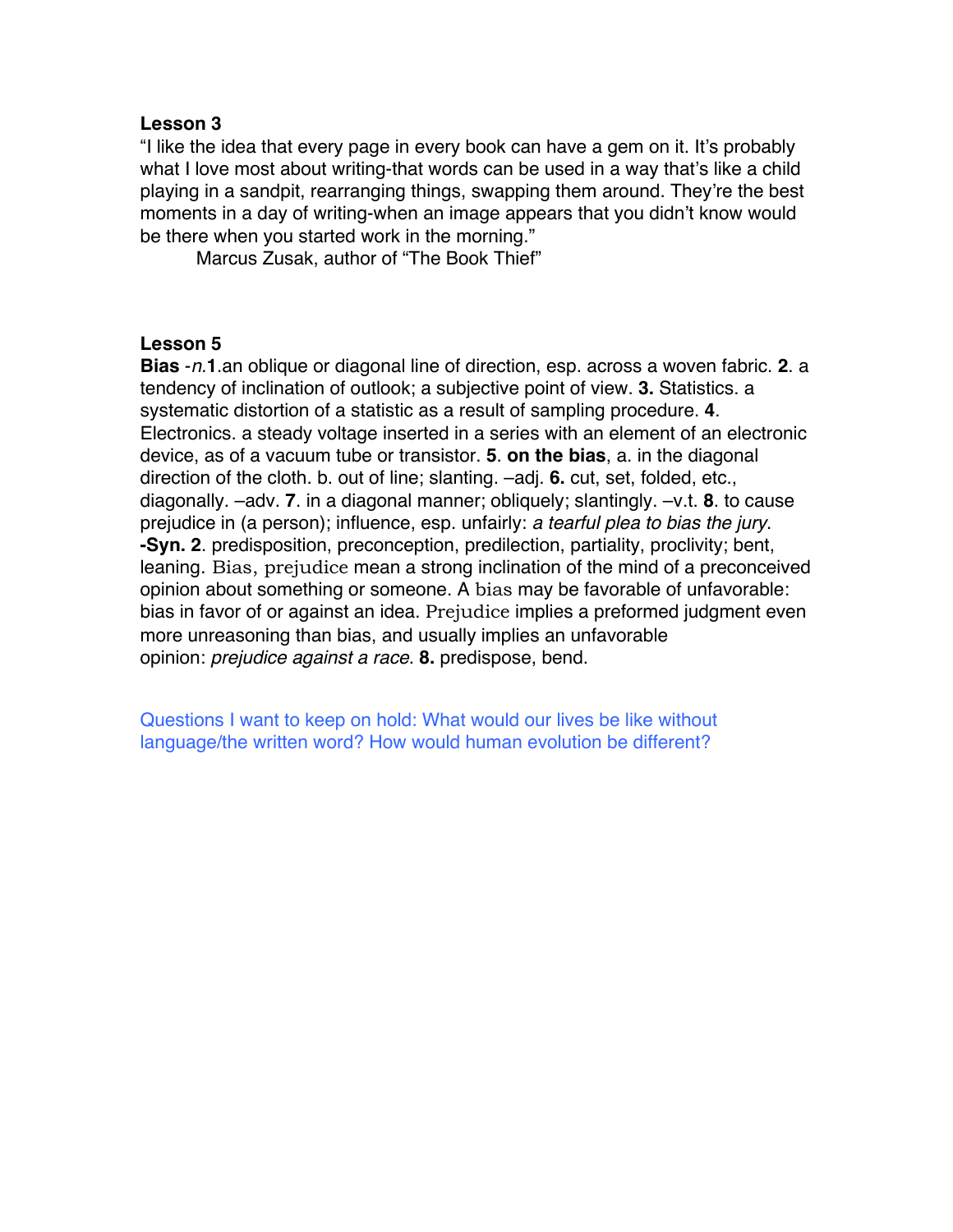**Lesson 3**

"I like the idea that every page in every book can have a gem on it. It's probably what I love most about writing-that words can be used in a way that's like a child playing in a sandpit, rearranging things, swapping them around. They're the best moments in a day of writing-when an image appears that you didn't know would be there when you started work in the morning."

Marcus Zusak, author of "The Book Thief"

**Lesson 5**

**Bias** -*n.***1**.an oblique or diagonal line of direction, esp. across a woven fabric. **2**. a tendency of inclination of outlook; a subjective point of view. **3.** Statistics. a systematic distortion of a statistic as a result of sampling procedure. **4**. Electronics. a steady voltage inserted in a series with an element of an electronic device, as of a vacuum tube or transistor. **5**. **on the bias**, a. in the diagonal direction of the cloth. b. out of line; slanting. –adj. **6.** cut, set, folded, etc., diagonally. –adv. **7**. in a diagonal manner; obliquely; slantingly. –v.t. **8**. to cause prejudice in (a person); influence, esp. unfairly: *a tearful plea to bias the jury*. **-Syn. 2**. predisposition, preconception, predilection, partiality, proclivity; bent, leaning. Bias, prejudice mean a strong inclination of the mind of a preconceived opinion about something or someone. A bias may be favorable of unfavorable: bias in favor of or against an idea. Prejudice implies a preformed judgment even more unreasoning than bias, and usually implies an unfavorable opinion: *prejudice against a race*. **8.** predispose, bend.

Questions I want to keep on hold: What would our lives be like without language/the written word? How would human evolution be different?